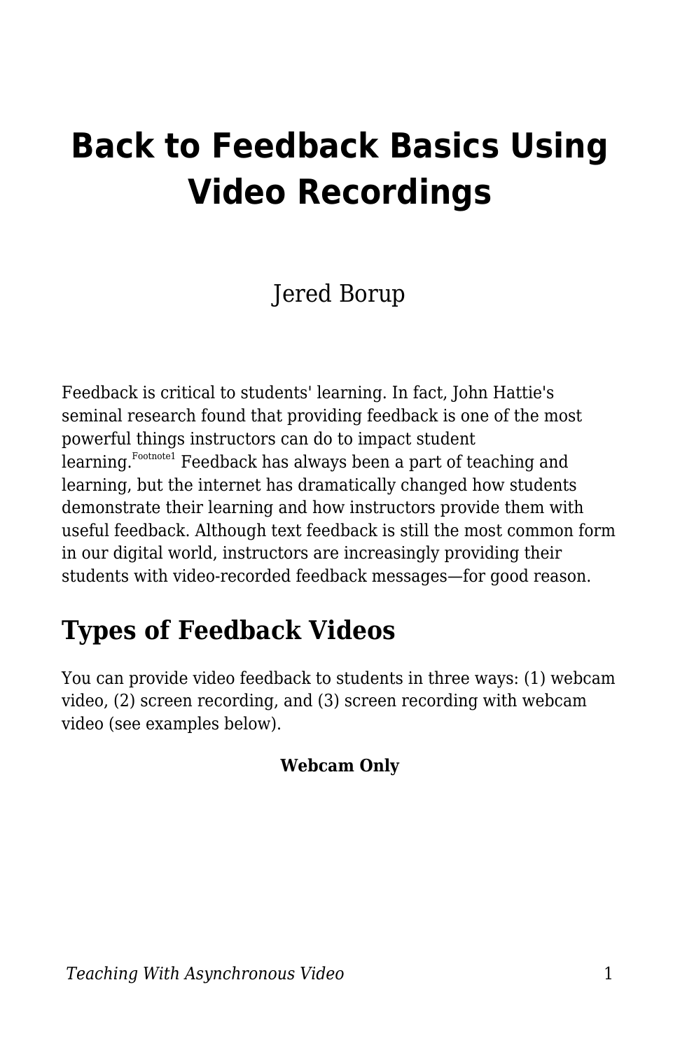# Back to Feedback Basics Using Video Recordings

Jered Borup

Feedback is critical to students' learning. In fact, John Hattie's seminal research found that providing feedback is one of the most powerful things instructors can do to impact student learning.[Footnote1] Feedback has always been a part of teaching and learning, but the internet has dramatically changed how students demonstrate their learning and how instructors provide them with useful feedback. Although text feedback is still the most common form in our digital world, instructors are increasingly providing their students with video-recorded feedback messages—for good reason.

## Types of Feedback Videos

You can provide video feedback to students in three ways: (1) webcam video, (2) screen recording, and (3) screen recording with webcam video (see examples below).

**Webcam Only**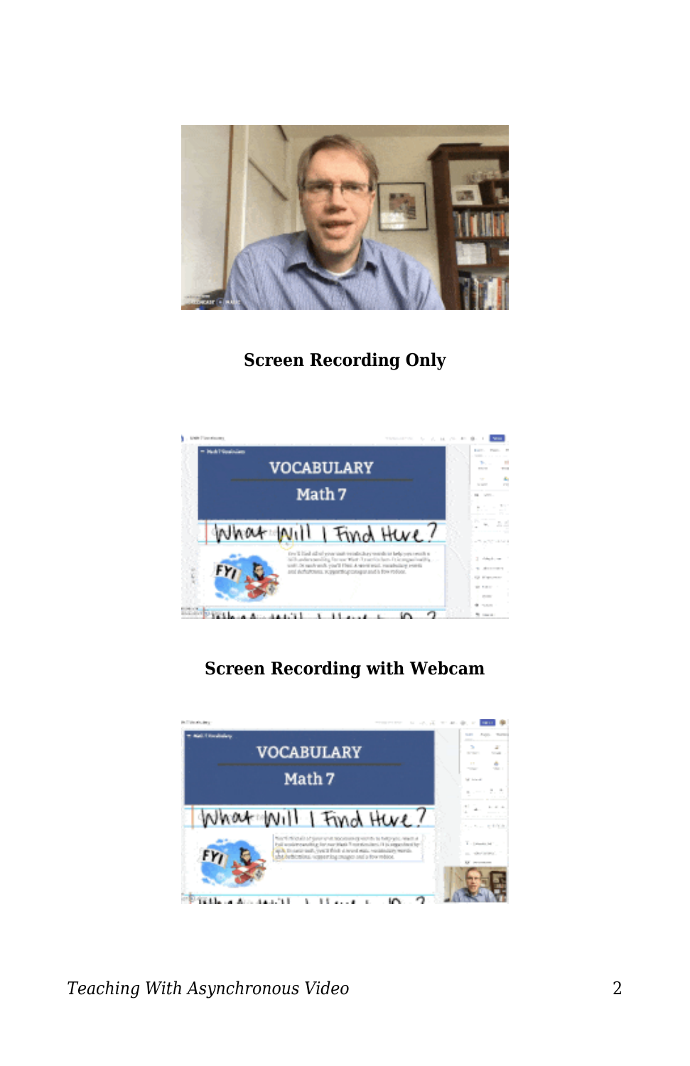**Screen Recording Only**

**Screen Recording with Webcam**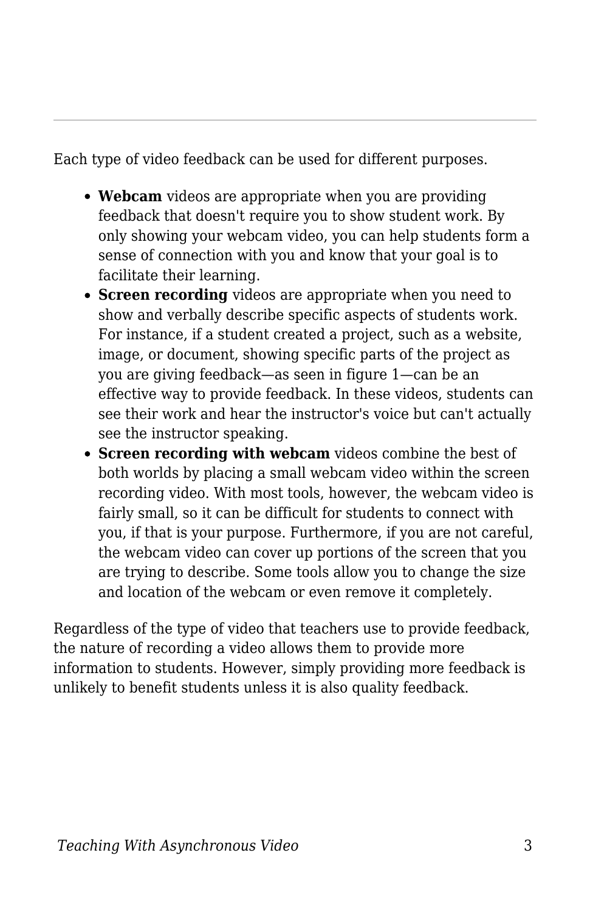Each type of video feedback can be used for different purposes.

- **Webcam** videos are appropriate when you are providing feedback that doesn't require you to show student work. By only showing your webcam video, you can help students form a sense of connection with you and know that your goal is to facilitate their learning.
- **Screen recording** videos are appropriate when you need to show and verbally describe specific aspects of students work. For instance, if a student created a project, such as a website, image, or document, showing specific parts of the project as you are giving feedback—as seen in figure 1—can be an effective way to provide feedback. In these videos, students can see their work and hear the instructor's voice but can't actually see the instructor speaking.
- **Screen recording with webcam** videos combine the best of both worlds by placing a small webcam video within the screen recording video. With most tools, however, the webcam video is fairly small, so it can be difficult for students to connect with you, if that is your purpose. Furthermore, if you are not careful, the webcam video can cover up portions of the screen that you are trying to describe. Some tools allow you to change the size and location of the webcam or even remove it completely.

Regardless of the type of video that teachers use to provide feedback, the nature of recording a video allows them to provide more information to students. However, simply providing more feedback is unlikely to benefit students unless it is also quality feedback.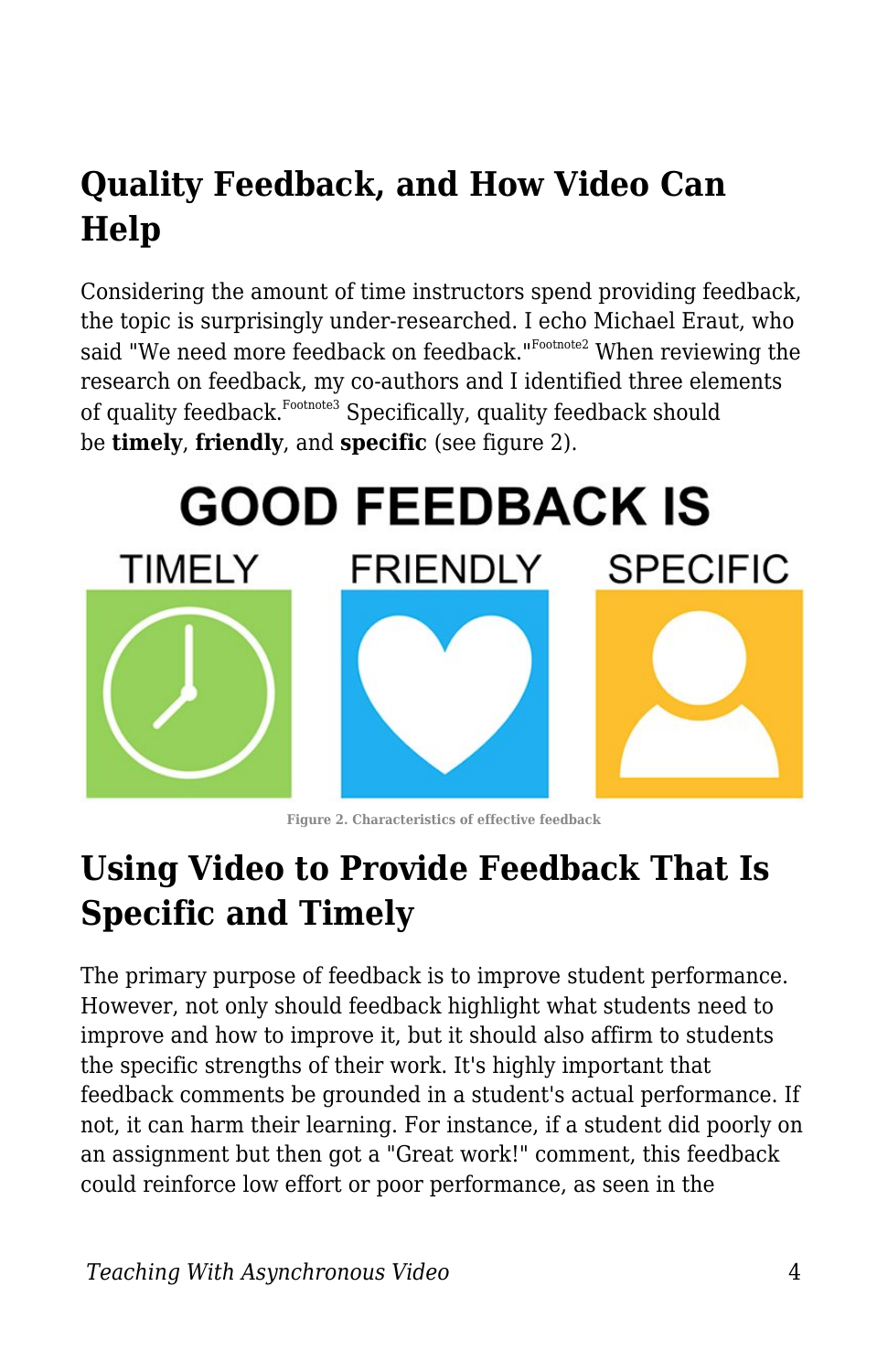## Quality Feedback, and How Video Can Help

Considering the amount of time instructors spend providing feedback, the topic is surprisingly under-researched. I echo Michael Eraut, who said "We need more feedback on feedback."[Footnote2] When reviewing the research on feedback, my co-authors and I identified three elements of quality feedback.[Footnote3] Specifically, quality feedback should be **timely**, **friendly**, and **specific** (see figure 2).

GOOD FEEDBACK IS

TIMELY FRIENDLY SPECIFIC

Figure 2. Characteristics of effective feedback

## Using Video to Provide Feedback That Is Specific and Timely

The primary purpose of feedback is to improve student performance. However, not only should feedback highlight what students need to improve and how to improve it, but it should also affirm to students the specific strengths of their work. It's highly important that feedback comments be grounded in a student's actual performance. If not, it can harm their learning. For instance, if a student did poorly on an assignment but then got a "Great work!" comment, this feedback could reinforce low effort or poor performance, as seen in the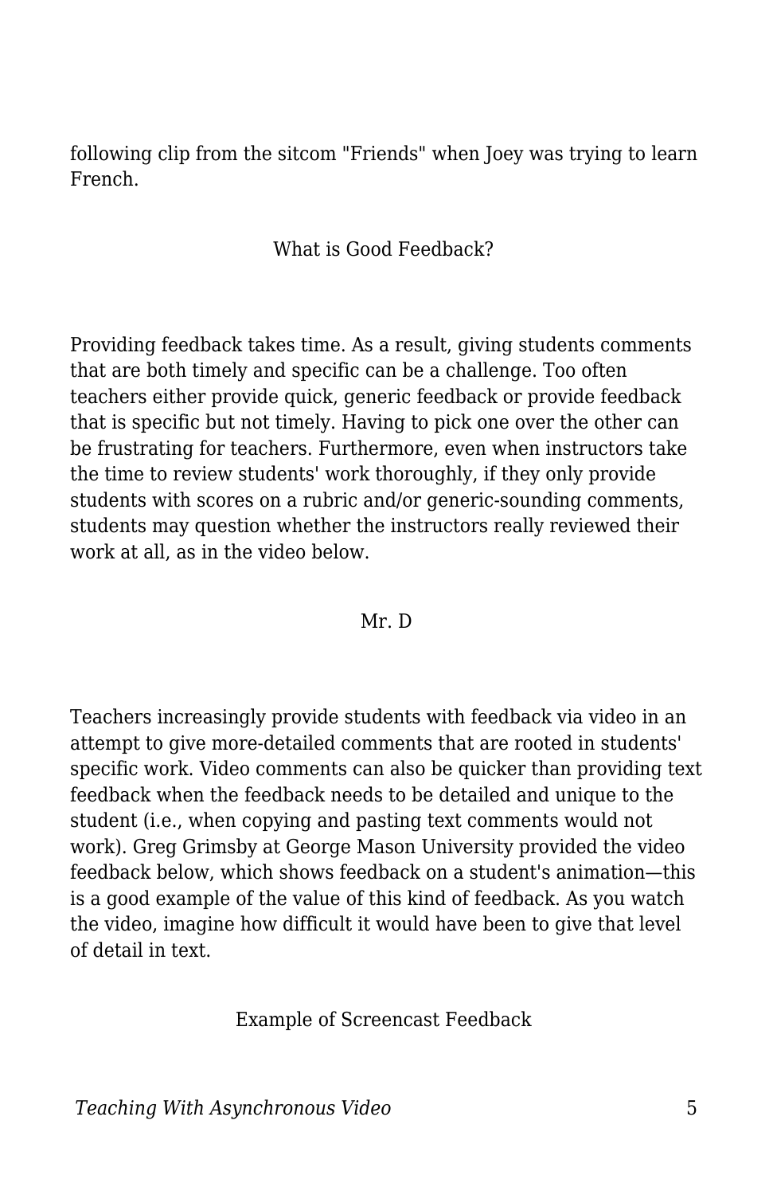following clip from the sitcom "Friends" when Joey was trying to learn French.

What is Good Feedback?

Providing feedback takes time. As a result, giving students comments that are both timely and specific can be a challenge. Too often teachers either provide quick, generic feedback or provide feedback that is specific but not timely. Having to pick one over the other can be frustrating for teachers. Furthermore, even when instructors take the time to review students' work thoroughly, if they only provide students with scores on a rubric and/or generic-sounding comments, students may question whether the instructors really reviewed their work at all, as in the video below.

Mr. D

Teachers increasingly provide students with feedback via video in an attempt to give more-detailed comments that are rooted in students' specific work. Video comments can also be quicker than providing text feedback when the feedback needs to be detailed and unique to the student (i.e., when copying and pasting text comments would not work). Greg Grimsby at George Mason University provided the video feedback below, which shows feedback on a student's animation—this is a good example of the value of this kind of feedback. As you watch the video, imagine how difficult it would have been to give that level of detail in text.

Example of Screencast Feedback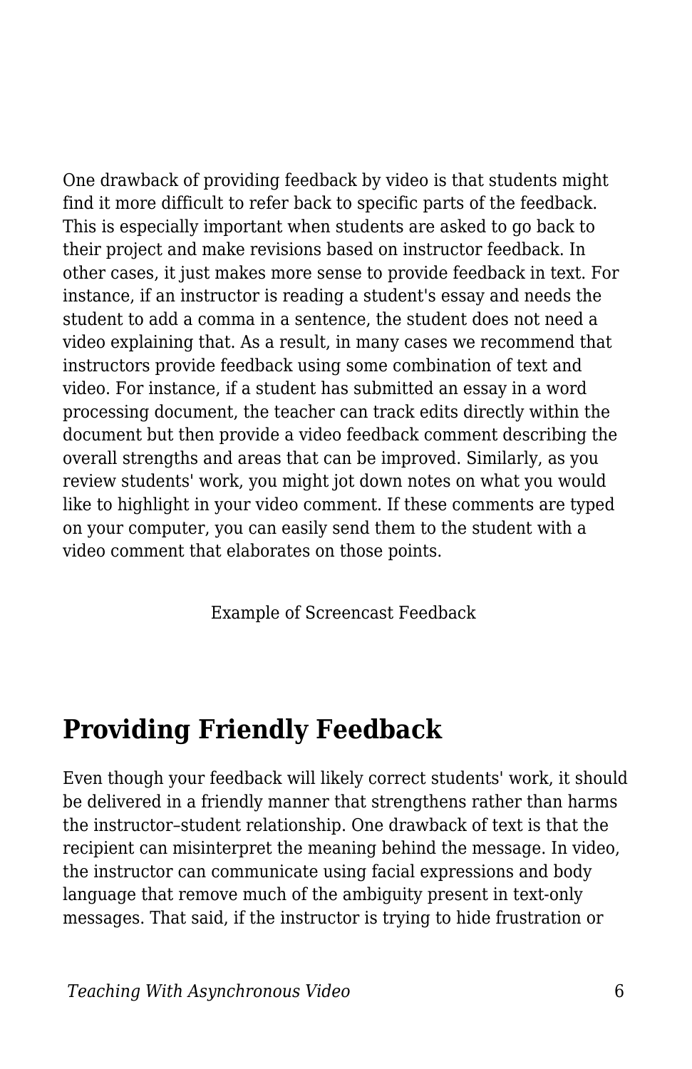One drawback of providing feedback by video is that students might find it more difficult to refer back to specific parts of the feedback. This is especially important when students are asked to go back to their project and make revisions based on instructor feedback. In other cases, it just makes more sense to provide feedback in text. For instance, if an instructor is reading a student's essay and needs the student to add a comma in a sentence, the student does not need a video explaining that. As a result, in many cases we recommend that instructors provide feedback using some combination of text and video. For instance, if a student has submitted an essay in a word processing document, the teacher can track edits directly within the document but then provide a video feedback comment describing the overall strengths and areas that can be improved. Similarly, as you review students' work, you might jot down notes on what you would like to highlight in your video comment. If these comments are typed on your computer, you can easily send them to the student with a video comment that elaborates on those points.

Example of Screencast Feedback

## Providing Friendly Feedback

Even though your feedback will likely correct students' work, it should be delivered in a friendly manner that strengthens rather than harms the instructor–student relationship. One drawback of text is that the recipient can misinterpret the meaning behind the message. In video, the instructor can communicate using facial expressions and body language that remove much of the ambiguity present in text-only messages. That said, if the instructor is trying to hide frustration or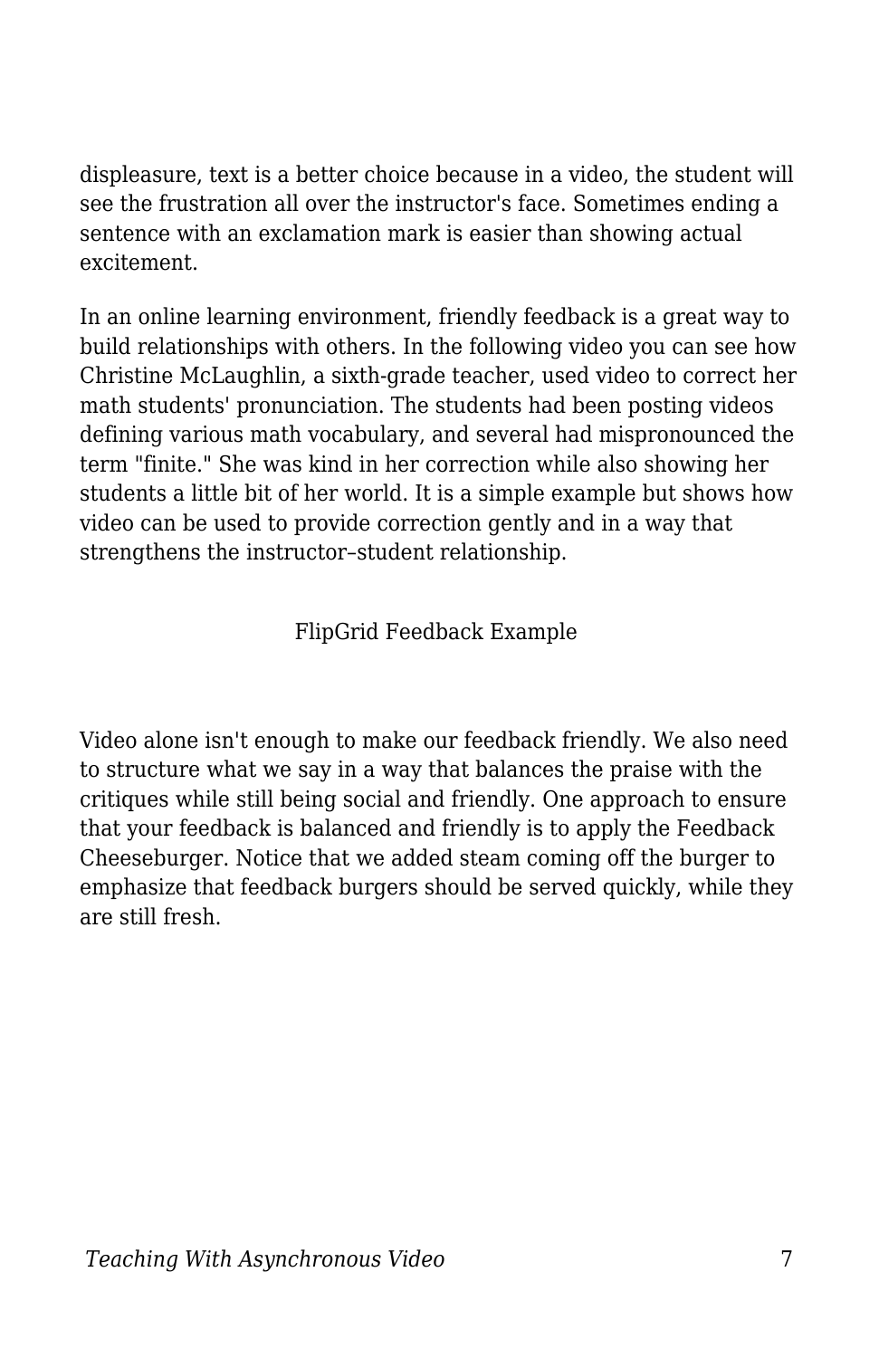displeasure, text is a better choice because in a video, the student will see the frustration all over the instructor's face. Sometimes ending a sentence with an exclamation mark is easier than showing actual excitement.

In an online learning environment, friendly feedback is a great way to build relationships with others. In the following video you can see how Christine McLaughlin, a sixth-grade teacher, used video to correct her math students' pronunciation. The students had been posting videos defining various math vocabulary, and several had mispronounced the term "finite." She was kind in her correction while also showing her students a little bit of her world. It is a simple example but shows how video can be used to provide correction gently and in a way that strengthens the instructor–student relationship.

FlipGrid Feedback Example

Video alone isn't enough to make our feedback friendly. We also need to structure what we say in a way that balances the praise with the critiques while still being social and friendly. One approach to ensure that your feedback is balanced and friendly is to apply the Feedback Cheeseburger. Notice that we added steam coming off the burger to emphasize that feedback burgers should be served quickly, while they are still fresh.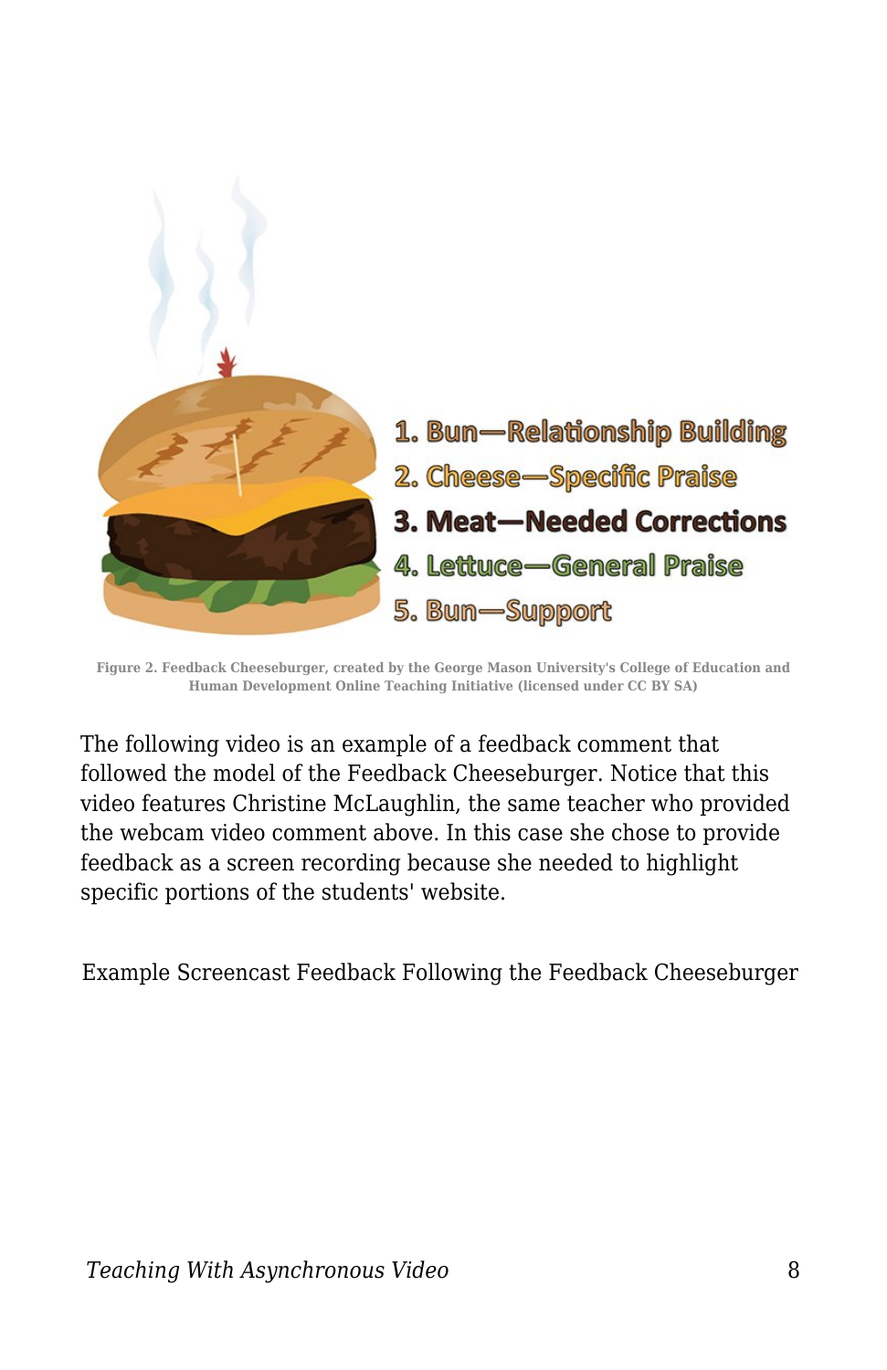1. Bun—Relationship Building
2. Cheese—Specific Praise
3. Meat—Needed Corrections
4. Lettuce—General Praise
5. Bun—Support

Figure 2. Feedback Cheeseburger, created by the George Mason University's College of Education and Human Development Online Teaching Initiative (licensed under CC BY SA)

The following video is an example of a feedback comment that followed the model of the Feedback Cheeseburger. Notice that this video features Christine McLaughlin, the same teacher who provided the webcam video comment above. In this case she chose to provide feedback as a screen recording because she needed to highlight specific portions of the students' website.

Example Screencast Feedback Following the Feedback Cheeseburger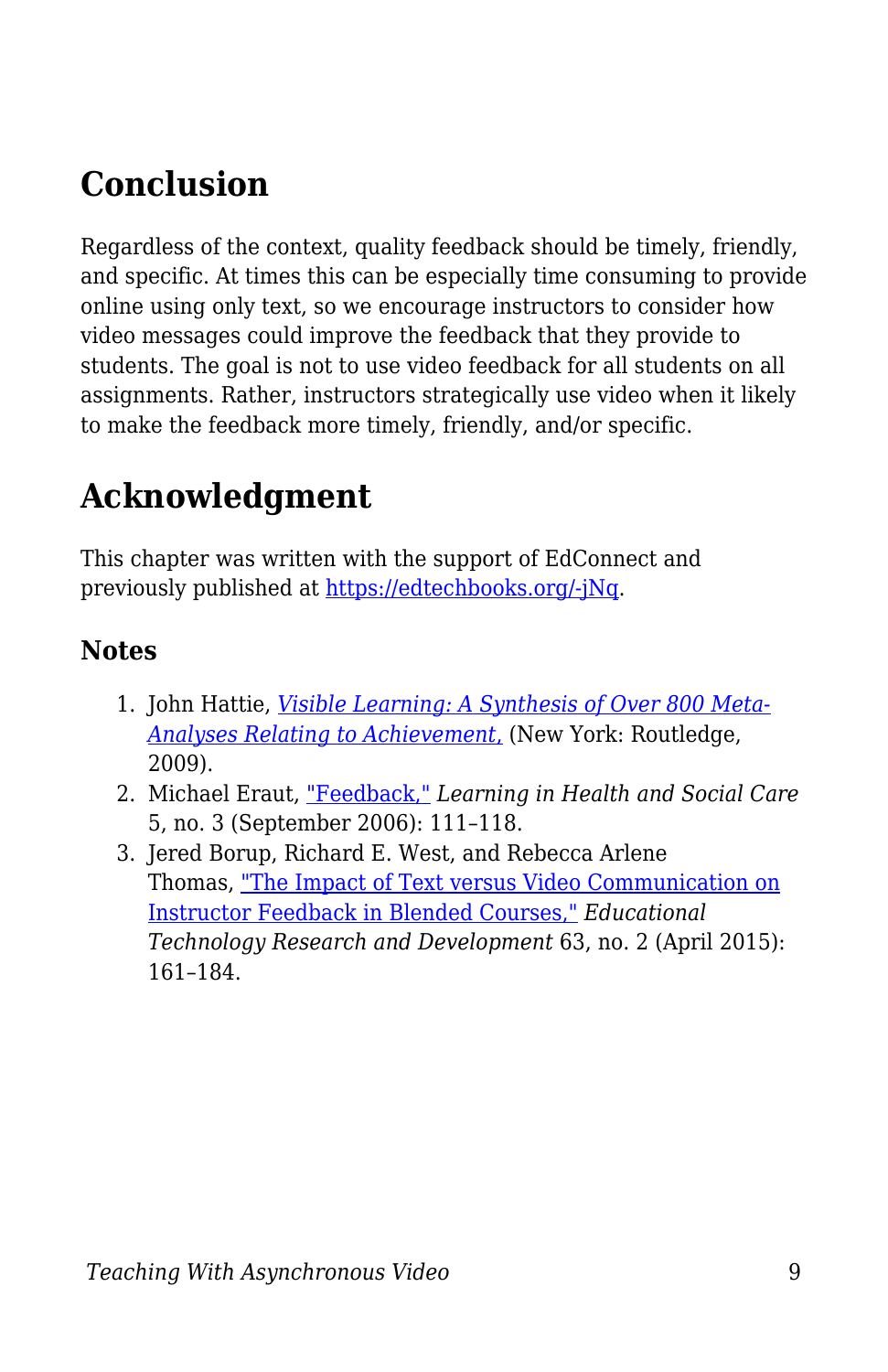## Conclusion

Regardless of the context, quality feedback should be timely, friendly, and specific. At times this can be especially time consuming to provide online using only text, so we encourage instructors to consider how video messages could improve the feedback that they provide to students. The goal is not to use video feedback for all students on all assignments. Rather, instructors strategically use video when it likely to make the feedback more timely, friendly, and/or specific.

## Acknowledgment

This chapter was written with the support of EdConnect and previously published at https://edtechbooks.org/-jNq.

### Notes

1. John Hattie, *Visible Learning: A Synthesis of Over 800 Meta-Analyses Relating to Achievement*, (New York: Routledge, 2009).
2. Michael Eraut, "Feedback," *Learning in Health and Social Care* 5, no. 3 (September 2006): 111–118.
3. Jered Borup, Richard E. West, and Rebecca Arlene Thomas, "The Impact of Text versus Video Communication on Instructor Feedback in Blended Courses," *Educational Technology Research and Development* 63, no. 2 (April 2015): 161–184.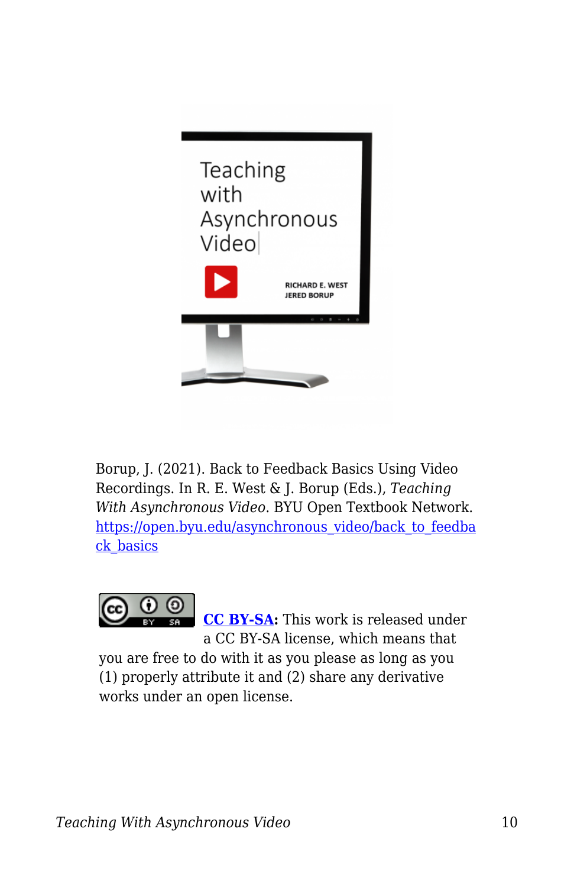Borup, J. (2021). Back to Feedback Basics Using Video Recordings. In R. E. West & J. Borup (Eds.), *Teaching With Asynchronous Video*. BYU Open Textbook Network. [https://open.byu.edu/asynchronous_video/back_to_feedback_basics](https://open.byu.edu/asynchronous_video/back_to_feedback_basics)

**[CC BY-SA](https://creativecommons.org/licenses/by-sa/4.0):** This work is released under a CC BY-SA license, which means that you are free to do with it as you please as long as you (1) properly attribute it and (2) share any derivative works under an open license.